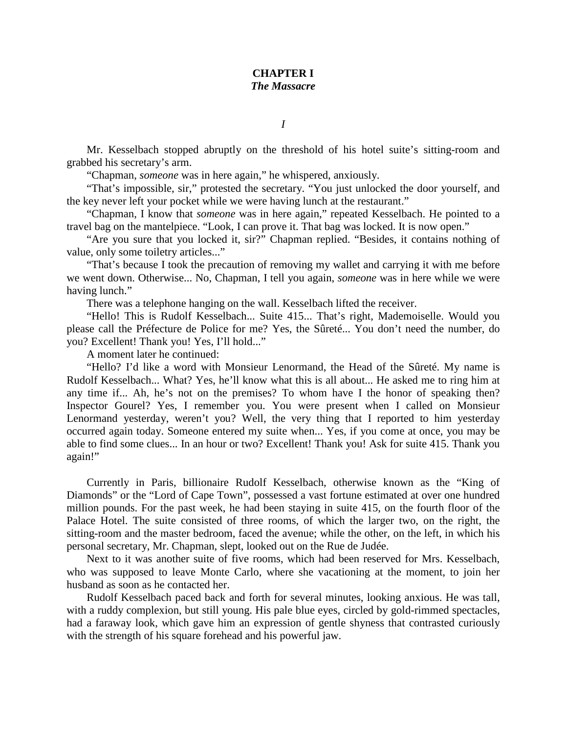# CHAPTER I
## *The Massacre*

*I*

Mr. Kesselbach stopped abruptly on the threshold of his hotel suite's sitting-room and grabbed his secretary's arm.

"Chapman, *someone* was in here again," he whispered, anxiously.

"That's impossible, sir," protested the secretary. "You just unlocked the door yourself, and the key never left your pocket while we were having lunch at the restaurant."

"Chapman, I know that *someone* was in here again," repeated Kesselbach. He pointed to a travel bag on the mantelpiece. "Look, I can prove it. That bag was locked. It is now open."

"Are you sure that you locked it, sir?" Chapman replied. "Besides, it contains nothing of value, only some toiletry articles..."

"That's because I took the precaution of removing my wallet and carrying it with me before we went down. Otherwise... No, Chapman, I tell you again, *someone* was in here while we were having lunch."

There was a telephone hanging on the wall. Kesselbach lifted the receiver.

"Hello! This is Rudolf Kesselbach... Suite 415... That's right, Mademoiselle. Would you please call the Préfecture de Police for me? Yes, the Sûreté... You don't need the number, do you? Excellent! Thank you! Yes, I'll hold..."

A moment later he continued:

"Hello? I'd like a word with Monsieur Lenormand, the Head of the Sûreté. My name is Rudolf Kesselbach... What? Yes, he'll know what this is all about... He asked me to ring him at any time if... Ah, he's not on the premises? To whom have I the honor of speaking then? Inspector Gourel? Yes, I remember you. You were present when I called on Monsieur Lenormand yesterday, weren't you? Well, the very thing that I reported to him yesterday occurred again today. Someone entered my suite when... Yes, if you come at once, you may be able to find some clues... In an hour or two? Excellent! Thank you! Ask for suite 415. Thank you again!"

Currently in Paris, billionaire Rudolf Kesselbach, otherwise known as the "King of Diamonds" or the "Lord of Cape Town", possessed a vast fortune estimated at over one hundred million pounds. For the past week, he had been staying in suite 415, on the fourth floor of the Palace Hotel. The suite consisted of three rooms, of which the larger two, on the right, the sitting-room and the master bedroom, faced the avenue; while the other, on the left, in which his personal secretary, Mr. Chapman, slept, looked out on the Rue de Judée.

Next to it was another suite of five rooms, which had been reserved for Mrs. Kesselbach, who was supposed to leave Monte Carlo, where she vacationing at the moment, to join her husband as soon as he contacted her.

Rudolf Kesselbach paced back and forth for several minutes, looking anxious. He was tall, with a ruddy complexion, but still young. His pale blue eyes, circled by gold-rimmed spectacles, had a faraway look, which gave him an expression of gentle shyness that contrasted curiously with the strength of his square forehead and his powerful jaw.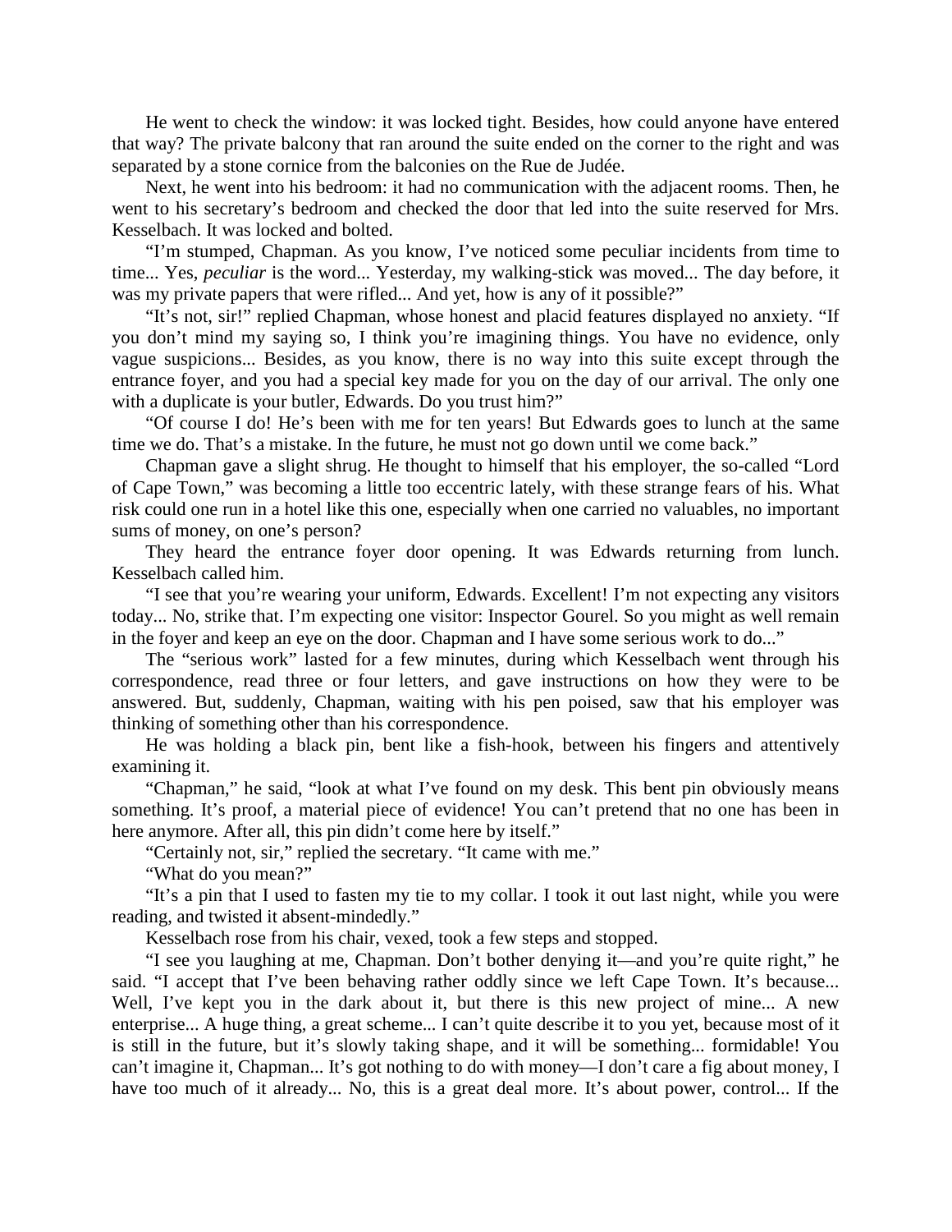He went to check the window: it was locked tight. Besides, how could anyone have entered that way? The private balcony that ran around the suite ended on the corner to the right and was separated by a stone cornice from the balconies on the Rue de Judée.

Next, he went into his bedroom: it had no communication with the adjacent rooms. Then, he went to his secretary's bedroom and checked the door that led into the suite reserved for Mrs. Kesselbach. It was locked and bolted.

"I'm stumped, Chapman. As you know, I've noticed some peculiar incidents from time to time... Yes, *peculiar* is the word... Yesterday, my walking-stick was moved... The day before, it was my private papers that were rifled... And yet, how is any of it possible?"

"It's not, sir!" replied Chapman, whose honest and placid features displayed no anxiety. "If you don't mind my saying so, I think you're imagining things. You have no evidence, only vague suspicions... Besides, as you know, there is no way into this suite except through the entrance foyer, and you had a special key made for you on the day of our arrival. The only one with a duplicate is your butler, Edwards. Do you trust him?"

"Of course I do! He's been with me for ten years! But Edwards goes to lunch at the same time we do. That's a mistake. In the future, he must not go down until we come back."

Chapman gave a slight shrug. He thought to himself that his employer, the so-called "Lord of Cape Town," was becoming a little too eccentric lately, with these strange fears of his. What risk could one run in a hotel like this one, especially when one carried no valuables, no important sums of money, on one's person?

They heard the entrance foyer door opening. It was Edwards returning from lunch. Kesselbach called him.

"I see that you're wearing your uniform, Edwards. Excellent! I'm not expecting any visitors today... No, strike that. I'm expecting one visitor: Inspector Gourel. So you might as well remain in the foyer and keep an eye on the door. Chapman and I have some serious work to do..."

The "serious work" lasted for a few minutes, during which Kesselbach went through his correspondence, read three or four letters, and gave instructions on how they were to be answered. But, suddenly, Chapman, waiting with his pen poised, saw that his employer was thinking of something other than his correspondence.

He was holding a black pin, bent like a fish-hook, between his fingers and attentively examining it.

"Chapman," he said, "look at what I've found on my desk. This bent pin obviously means something. It's proof, a material piece of evidence! You can't pretend that no one has been in here anymore. After all, this pin didn't come here by itself."

"Certainly not, sir," replied the secretary. "It came with me."

"What do you mean?"

"It's a pin that I used to fasten my tie to my collar. I took it out last night, while you were reading, and twisted it absent-mindedly."

Kesselbach rose from his chair, vexed, took a few steps and stopped.

"I see you laughing at me, Chapman. Don't bother denying it—and you're quite right," he said. "I accept that I've been behaving rather oddly since we left Cape Town. It's because... Well, I've kept you in the dark about it, but there is this new project of mine... A new enterprise... A huge thing, a great scheme... I can't quite describe it to you yet, because most of it is still in the future, but it's slowly taking shape, and it will be something... formidable! You can't imagine it, Chapman... It's got nothing to do with money—I don't care a fig about money, I have too much of it already... No, this is a great deal more. It's about power, control... If the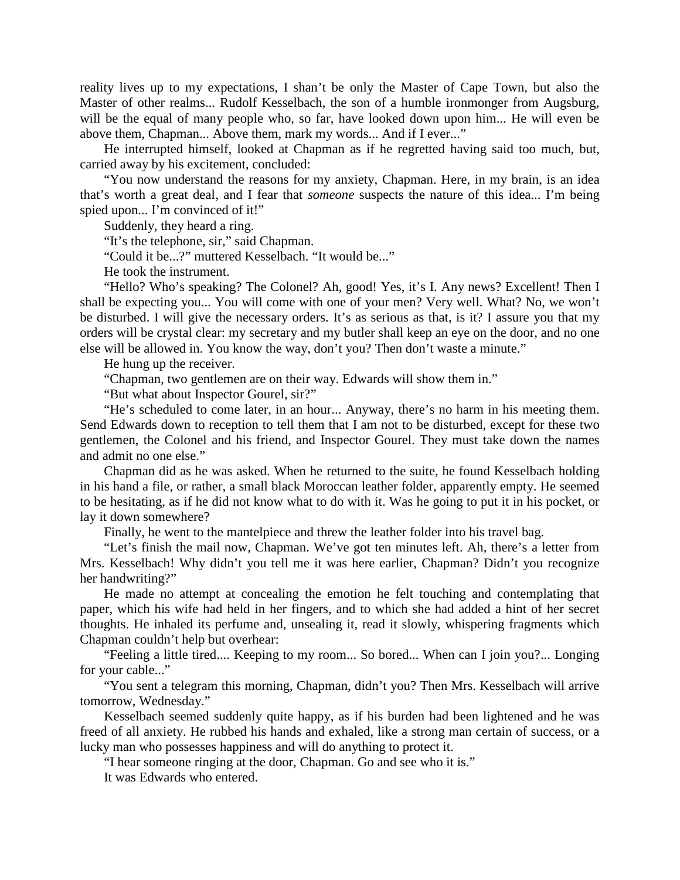reality lives up to my expectations, I shan't be only the Master of Cape Town, but also the Master of other realms... Rudolf Kesselbach, the son of a humble ironmonger from Augsburg, will be the equal of many people who, so far, have looked down upon him... He will even be above them, Chapman... Above them, mark my words... And if I ever..."

He interrupted himself, looked at Chapman as if he regretted having said too much, but, carried away by his excitement, concluded:

"You now understand the reasons for my anxiety, Chapman. Here, in my brain, is an idea that's worth a great deal, and I fear that *someone* suspects the nature of this idea... I'm being spied upon... I'm convinced of it!"

Suddenly, they heard a ring.

"It's the telephone, sir," said Chapman.

"Could it be...?" muttered Kesselbach. "It would be..."

He took the instrument.

"Hello? Who's speaking? The Colonel? Ah, good! Yes, it's I. Any news? Excellent! Then I shall be expecting you... You will come with one of your men? Very well. What? No, we won't be disturbed. I will give the necessary orders. It's as serious as that, is it? I assure you that my orders will be crystal clear: my secretary and my butler shall keep an eye on the door, and no one else will be allowed in. You know the way, don't you? Then don't waste a minute."

He hung up the receiver.

"Chapman, two gentlemen are on their way. Edwards will show them in."

"But what about Inspector Gourel, sir?"

"He's scheduled to come later, in an hour... Anyway, there's no harm in his meeting them. Send Edwards down to reception to tell them that I am not to be disturbed, except for these two gentlemen, the Colonel and his friend, and Inspector Gourel. They must take down the names and admit no one else."

Chapman did as he was asked. When he returned to the suite, he found Kesselbach holding in his hand a file, or rather, a small black Moroccan leather folder, apparently empty. He seemed to be hesitating, as if he did not know what to do with it. Was he going to put it in his pocket, or lay it down somewhere?

Finally, he went to the mantelpiece and threw the leather folder into his travel bag.

"Let's finish the mail now, Chapman. We've got ten minutes left. Ah, there's a letter from Mrs. Kesselbach! Why didn't you tell me it was here earlier, Chapman? Didn't you recognize her handwriting?"

He made no attempt at concealing the emotion he felt touching and contemplating that paper, which his wife had held in her fingers, and to which she had added a hint of her secret thoughts. He inhaled its perfume and, unsealing it, read it slowly, whispering fragments which Chapman couldn't help but overhear:

"Feeling a little tired.... Keeping to my room... So bored... When can I join you?... Longing for your cable..."

"You sent a telegram this morning, Chapman, didn't you? Then Mrs. Kesselbach will arrive tomorrow, Wednesday."

Kesselbach seemed suddenly quite happy, as if his burden had been lightened and he was freed of all anxiety. He rubbed his hands and exhaled, like a strong man certain of success, or a lucky man who possesses happiness and will do anything to protect it.

"I hear someone ringing at the door, Chapman. Go and see who it is."

It was Edwards who entered.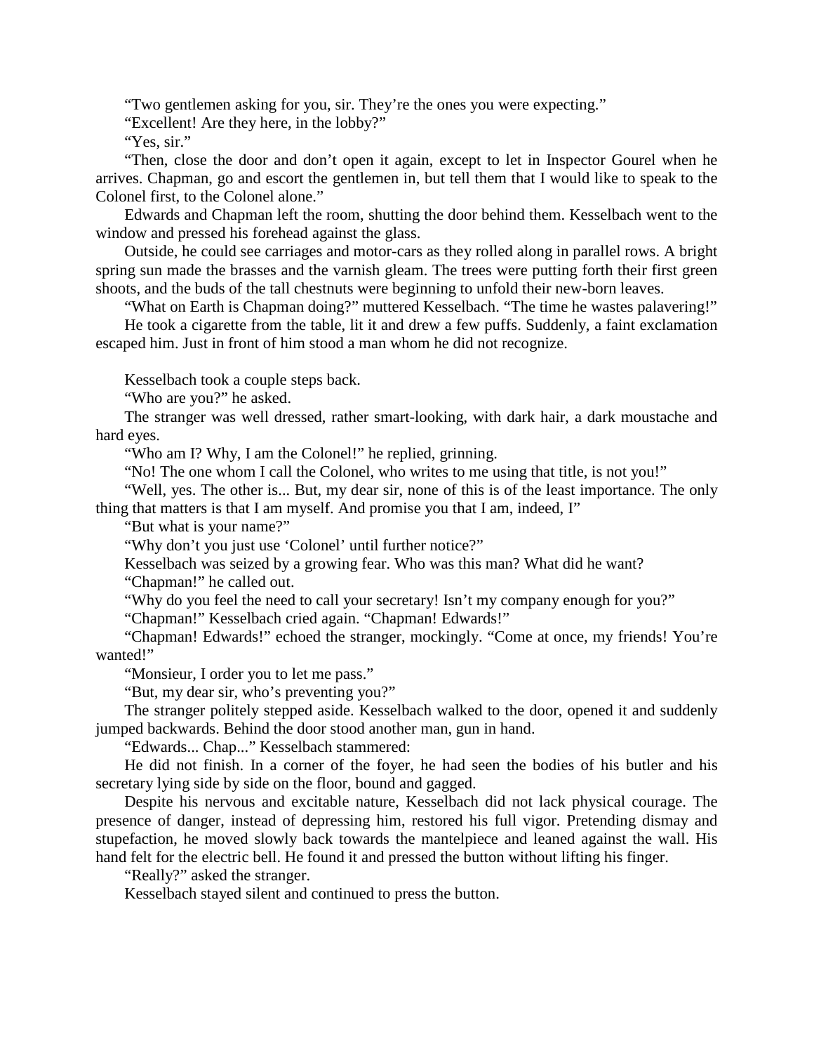"Two gentlemen asking for you, sir. They're the ones you were expecting."

"Excellent! Are they here, in the lobby?"

"Yes, sir."

"Then, close the door and don't open it again, except to let in Inspector Gourel when he arrives. Chapman, go and escort the gentlemen in, but tell them that I would like to speak to the Colonel first, to the Colonel alone."

Edwards and Chapman left the room, shutting the door behind them. Kesselbach went to the window and pressed his forehead against the glass.

Outside, he could see carriages and motor-cars as they rolled along in parallel rows. A bright spring sun made the brasses and the varnish gleam. The trees were putting forth their first green shoots, and the buds of the tall chestnuts were beginning to unfold their new-born leaves.

"What on Earth is Chapman doing?" muttered Kesselbach. "The time he wastes palavering!"

He took a cigarette from the table, lit it and drew a few puffs. Suddenly, a faint exclamation escaped him. Just in front of him stood a man whom he did not recognize.

Kesselbach took a couple steps back.

"Who are you?" he asked.

The stranger was well dressed, rather smart-looking, with dark hair, a dark moustache and hard eyes.

"Who am I? Why, I am the Colonel!" he replied, grinning.

"No! The one whom I call the Colonel, who writes to me using that title, is not you!"

"Well, yes. The other is... But, my dear sir, none of this is of the least importance. The only thing that matters is that I am myself. And promise you that I am, indeed, I"

"But what is your name?"

"Why don't you just use 'Colonel' until further notice?"

Kesselbach was seized by a growing fear. Who was this man? What did he want?

"Chapman!" he called out.

"Why do you feel the need to call your secretary! Isn't my company enough for you?"

"Chapman!" Kesselbach cried again. "Chapman! Edwards!"

"Chapman! Edwards!" echoed the stranger, mockingly. "Come at once, my friends! You're wanted!"

"Monsieur, I order you to let me pass."

"But, my dear sir, who's preventing you?"

The stranger politely stepped aside. Kesselbach walked to the door, opened it and suddenly jumped backwards. Behind the door stood another man, gun in hand.

"Edwards... Chap..." Kesselbach stammered:

He did not finish. In a corner of the foyer, he had seen the bodies of his butler and his secretary lying side by side on the floor, bound and gagged.

Despite his nervous and excitable nature, Kesselbach did not lack physical courage. The presence of danger, instead of depressing him, restored his full vigor. Pretending dismay and stupefaction, he moved slowly back towards the mantelpiece and leaned against the wall. His hand felt for the electric bell. He found it and pressed the button without lifting his finger.

"Really?" asked the stranger.

Kesselbach stayed silent and continued to press the button.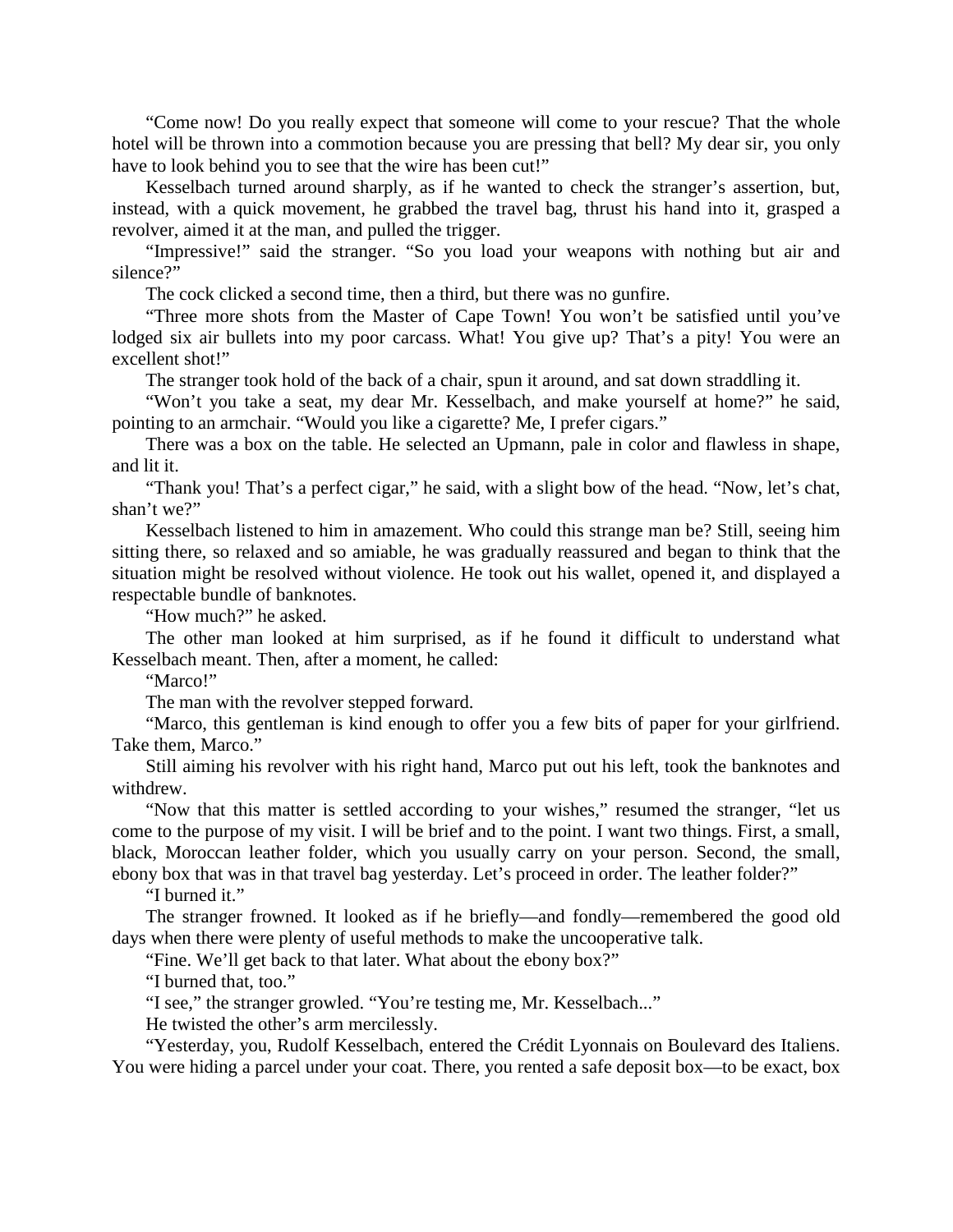"Come now! Do you really expect that someone will come to your rescue? That the whole hotel will be thrown into a commotion because you are pressing that bell? My dear sir, you only have to look behind you to see that the wire has been cut!"

Kesselbach turned around sharply, as if he wanted to check the stranger's assertion, but, instead, with a quick movement, he grabbed the travel bag, thrust his hand into it, grasped a revolver, aimed it at the man, and pulled the trigger.

"Impressive!" said the stranger. "So you load your weapons with nothing but air and silence?"

The cock clicked a second time, then a third, but there was no gunfire.

"Three more shots from the Master of Cape Town! You won't be satisfied until you've lodged six air bullets into my poor carcass. What! You give up? That's a pity! You were an excellent shot!"

The stranger took hold of the back of a chair, spun it around, and sat down straddling it.

"Won't you take a seat, my dear Mr. Kesselbach, and make yourself at home?" he said, pointing to an armchair. "Would you like a cigarette? Me, I prefer cigars."

There was a box on the table. He selected an Upmann, pale in color and flawless in shape, and lit it.

"Thank you! That's a perfect cigar," he said, with a slight bow of the head. "Now, let's chat, shan't we?"

Kesselbach listened to him in amazement. Who could this strange man be? Still, seeing him sitting there, so relaxed and so amiable, he was gradually reassured and began to think that the situation might be resolved without violence. He took out his wallet, opened it, and displayed a respectable bundle of banknotes.

"How much?" he asked.

The other man looked at him surprised, as if he found it difficult to understand what Kesselbach meant. Then, after a moment, he called:

"Marco!"

The man with the revolver stepped forward.

"Marco, this gentleman is kind enough to offer you a few bits of paper for your girlfriend. Take them, Marco."

Still aiming his revolver with his right hand, Marco put out his left, took the banknotes and withdrew.

"Now that this matter is settled according to your wishes," resumed the stranger, "let us come to the purpose of my visit. I will be brief and to the point. I want two things. First, a small, black, Moroccan leather folder, which you usually carry on your person. Second, the small, ebony box that was in that travel bag yesterday. Let's proceed in order. The leather folder?"

"I burned it."

The stranger frowned. It looked as if he briefly—and fondly—remembered the good old days when there were plenty of useful methods to make the uncooperative talk.

"Fine. We'll get back to that later. What about the ebony box?"

"I burned that, too."

"I see," the stranger growled. "You're testing me, Mr. Kesselbach..."

He twisted the other's arm mercilessly.

"Yesterday, you, Rudolf Kesselbach, entered the Crédit Lyonnais on Boulevard des Italiens. You were hiding a parcel under your coat. There, you rented a safe deposit box—to be exact, box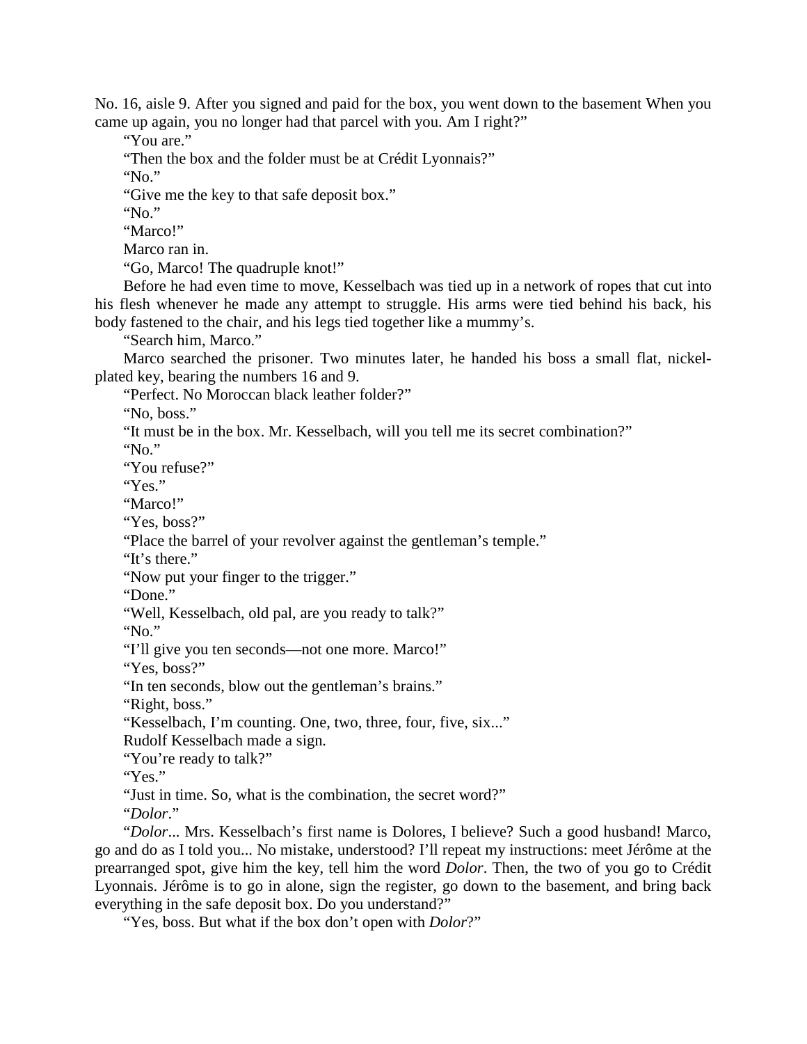No. 16, aisle 9. After you signed and paid for the box, you went down to the basement When you came up again, you no longer had that parcel with you. Am I right?"

"You are."

"Then the box and the folder must be at Crédit Lyonnais?"

"No."

"Give me the key to that safe deposit box."

"No."

"Marco!"

Marco ran in.

"Go, Marco! The quadruple knot!"

Before he had even time to move, Kesselbach was tied up in a network of ropes that cut into his flesh whenever he made any attempt to struggle. His arms were tied behind his back, his body fastened to the chair, and his legs tied together like a mummy's.

"Search him, Marco."

Marco searched the prisoner. Two minutes later, he handed his boss a small flat, nickel-plated key, bearing the numbers 16 and 9.

"Perfect. No Moroccan black leather folder?"

"No, boss."

"It must be in the box. Mr. Kesselbach, will you tell me its secret combination?"

"No."

"You refuse?"

"Yes."

"Marco!"

"Yes, boss?"

"Place the barrel of your revolver against the gentleman's temple."

"It's there."

"Now put your finger to the trigger."

"Done."

"Well, Kesselbach, old pal, are you ready to talk?"

"No."

"I'll give you ten seconds—not one more. Marco!"

"Yes, boss?"

"In ten seconds, blow out the gentleman's brains."

"Right, boss."

"Kesselbach, I'm counting. One, two, three, four, five, six..."

Rudolf Kesselbach made a sign.

"You're ready to talk?"

"Yes."

"Just in time. So, what is the combination, the secret word?"

"*Dolor*."

"*Dolor*... Mrs. Kesselbach's first name is Dolores, I believe? Such a good husband! Marco, go and do as I told you... No mistake, understood? I'll repeat my instructions: meet Jérôme at the prearranged spot, give him the key, tell him the word *Dolor*. Then, the two of you go to Crédit Lyonnais. Jérôme is to go in alone, sign the register, go down to the basement, and bring back everything in the safe deposit box. Do you understand?"

"Yes, boss. But what if the box don't open with *Dolor*?"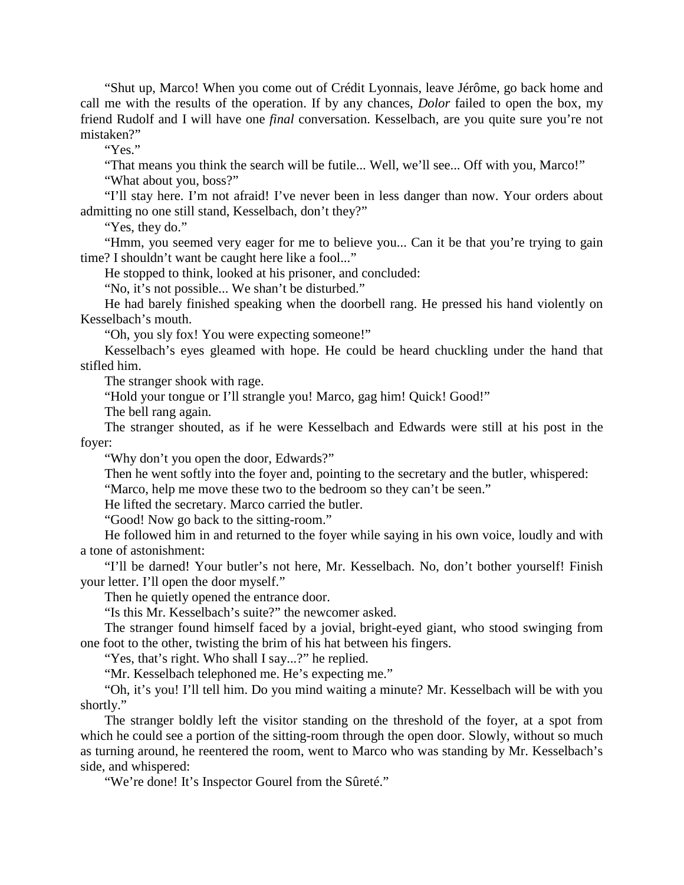"Shut up, Marco! When you come out of Crédit Lyonnais, leave Jérôme, go back home and call me with the results of the operation. If by any chances, *Dolor* failed to open the box, my friend Rudolf and I will have one *final* conversation. Kesselbach, are you quite sure you're not mistaken?"

"Yes."

"That means you think the search will be futile... Well, we'll see... Off with you, Marco!"

"What about you, boss?"

"I'll stay here. I'm not afraid! I've never been in less danger than now. Your orders about admitting no one still stand, Kesselbach, don't they?"

"Yes, they do."

"Hmm, you seemed very eager for me to believe you... Can it be that you're trying to gain time? I shouldn't want be caught here like a fool..."

He stopped to think, looked at his prisoner, and concluded:

"No, it's not possible... We shan't be disturbed."

He had barely finished speaking when the doorbell rang. He pressed his hand violently on Kesselbach's mouth.

"Oh, you sly fox! You were expecting someone!"

Kesselbach's eyes gleamed with hope. He could be heard chuckling under the hand that stifled him.

The stranger shook with rage.

"Hold your tongue or I'll strangle you! Marco, gag him! Quick! Good!"

The bell rang again.

The stranger shouted, as if he were Kesselbach and Edwards were still at his post in the foyer:

"Why don't you open the door, Edwards?"

Then he went softly into the foyer and, pointing to the secretary and the butler, whispered:

"Marco, help me move these two to the bedroom so they can't be seen."

He lifted the secretary. Marco carried the butler.

"Good! Now go back to the sitting-room."

He followed him in and returned to the foyer while saying in his own voice, loudly and with a tone of astonishment:

"I'll be darned! Your butler's not here, Mr. Kesselbach. No, don't bother yourself! Finish your letter. I'll open the door myself."

Then he quietly opened the entrance door.

"Is this Mr. Kesselbach's suite?" the newcomer asked.

The stranger found himself faced by a jovial, bright-eyed giant, who stood swinging from one foot to the other, twisting the brim of his hat between his fingers.

"Yes, that's right. Who shall I say...?" he replied.

"Mr. Kesselbach telephoned me. He's expecting me."

"Oh, it's you! I'll tell him. Do you mind waiting a minute? Mr. Kesselbach will be with you shortly."

The stranger boldly left the visitor standing on the threshold of the foyer, at a spot from which he could see a portion of the sitting-room through the open door. Slowly, without so much as turning around, he reentered the room, went to Marco who was standing by Mr. Kesselbach's side, and whispered:

"We're done! It's Inspector Gourel from the Sûreté."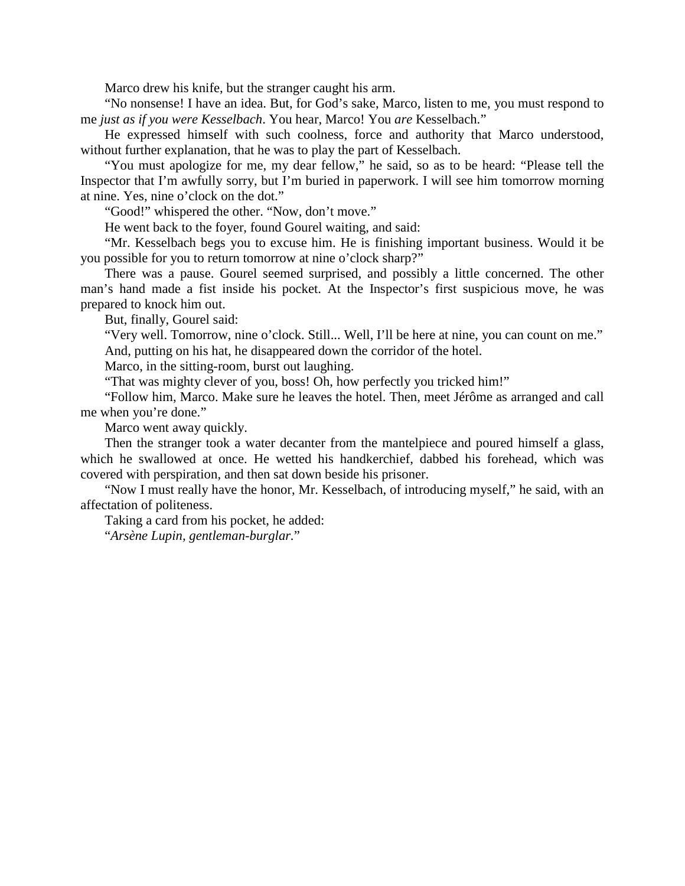Marco drew his knife, but the stranger caught his arm.

"No nonsense! I have an idea. But, for God's sake, Marco, listen to me, you must respond to me *just as if you were Kesselbach*. You hear, Marco! You *are* Kesselbach."

He expressed himself with such coolness, force and authority that Marco understood, without further explanation, that he was to play the part of Kesselbach.

"You must apologize for me, my dear fellow," he said, so as to be heard: "Please tell the Inspector that I'm awfully sorry, but I'm buried in paperwork. I will see him tomorrow morning at nine. Yes, nine o'clock on the dot."

"Good!" whispered the other. "Now, don't move."

He went back to the foyer, found Gourel waiting, and said:

"Mr. Kesselbach begs you to excuse him. He is finishing important business. Would it be you possible for you to return tomorrow at nine o'clock sharp?"

There was a pause. Gourel seemed surprised, and possibly a little concerned. The other man's hand made a fist inside his pocket. At the Inspector's first suspicious move, he was prepared to knock him out.

But, finally, Gourel said:

"Very well. Tomorrow, nine o'clock. Still... Well, I'll be here at nine, you can count on me."

And, putting on his hat, he disappeared down the corridor of the hotel.

Marco, in the sitting-room, burst out laughing.

"That was mighty clever of you, boss! Oh, how perfectly you tricked him!"

"Follow him, Marco. Make sure he leaves the hotel. Then, meet Jérôme as arranged and call me when you're done."

Marco went away quickly.

Then the stranger took a water decanter from the mantelpiece and poured himself a glass, which he swallowed at once. He wetted his handkerchief, dabbed his forehead, which was covered with perspiration, and then sat down beside his prisoner.

"Now I must really have the honor, Mr. Kesselbach, of introducing myself," he said, with an affectation of politeness.

Taking a card from his pocket, he added:

"*Arsène Lupin, gentleman-burglar*."